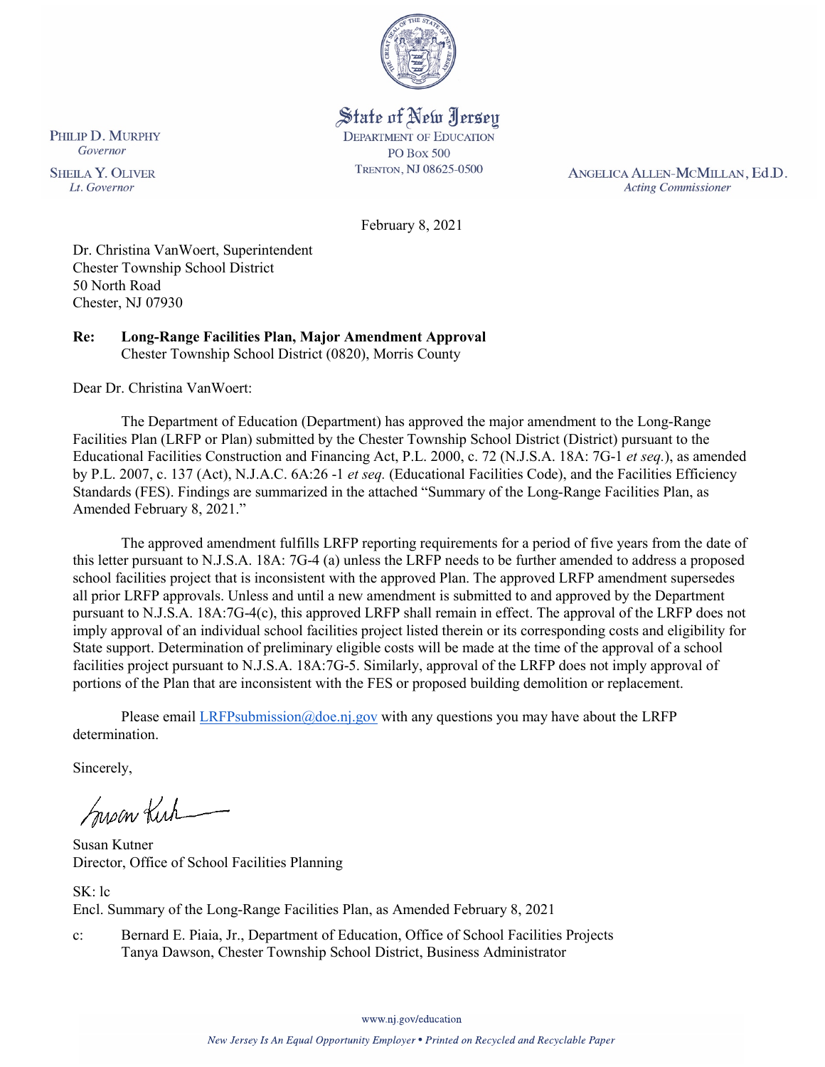State of New Jersey
DEPARTMENT OF EDUCATION
PO BOX 500
TRENTON, NJ 08625-0500

PHILIP D. MURPHY
*Governor*

SHEILA Y. OLIVER
*Lt. Governor*

ANGELICA ALLEN-MCMILLAN, Ed.D.
*Acting Commissioner*

February 8, 2021

Dr. Christina VanWoert, Superintendent
Chester Township School District
50 North Road
Chester, NJ 07930

**Re: Long-Range Facilities Plan, Major Amendment Approval**
Chester Township School District (0820), Morris County

Dear Dr. Christina VanWoert:

The Department of Education (Department) has approved the major amendment to the Long-Range Facilities Plan (LRFP or Plan) submitted by the Chester Township School District (District) pursuant to the Educational Facilities Construction and Financing Act, P.L. 2000, c. 72 (N.J.S.A. 18A: 7G-1 *et seq.*), as amended by P.L. 2007, c. 137 (Act), N.J.A.C. 6A:26 -1 *et seq.* (Educational Facilities Code), and the Facilities Efficiency Standards (FES). Findings are summarized in the attached "Summary of the Long-Range Facilities Plan, as Amended February 8, 2021."

The approved amendment fulfills LRFP reporting requirements for a period of five years from the date of this letter pursuant to N.J.S.A. 18A: 7G-4 (a) unless the LRFP needs to be further amended to address a proposed school facilities project that is inconsistent with the approved Plan. The approved LRFP amendment supersedes all prior LRFP approvals. Unless and until a new amendment is submitted to and approved by the Department pursuant to N.J.S.A. 18A:7G-4(c), this approved LRFP shall remain in effect. The approval of the LRFP does not imply approval of an individual school facilities project listed therein or its corresponding costs and eligibility for State support. Determination of preliminary eligible costs will be made at the time of the approval of a school facilities project pursuant to N.J.S.A. 18A:7G-5. Similarly, approval of the LRFP does not imply approval of portions of the Plan that are inconsistent with the FES or proposed building demolition or replacement.

Please email LRFPsubmission@doe.nj.gov with any questions you may have about the LRFP determination.

Sincerely,

Susan Kutner
Director, Office of School Facilities Planning

SK: lc
Encl. Summary of the Long-Range Facilities Plan, as Amended February 8, 2021

c: Bernard E. Piaia, Jr., Department of Education, Office of School Facilities Projects
Tanya Dawson, Chester Township School District, Business Administrator

www.nj.gov/education

*New Jersey Is An Equal Opportunity Employer • Printed on Recycled and Recyclable Paper*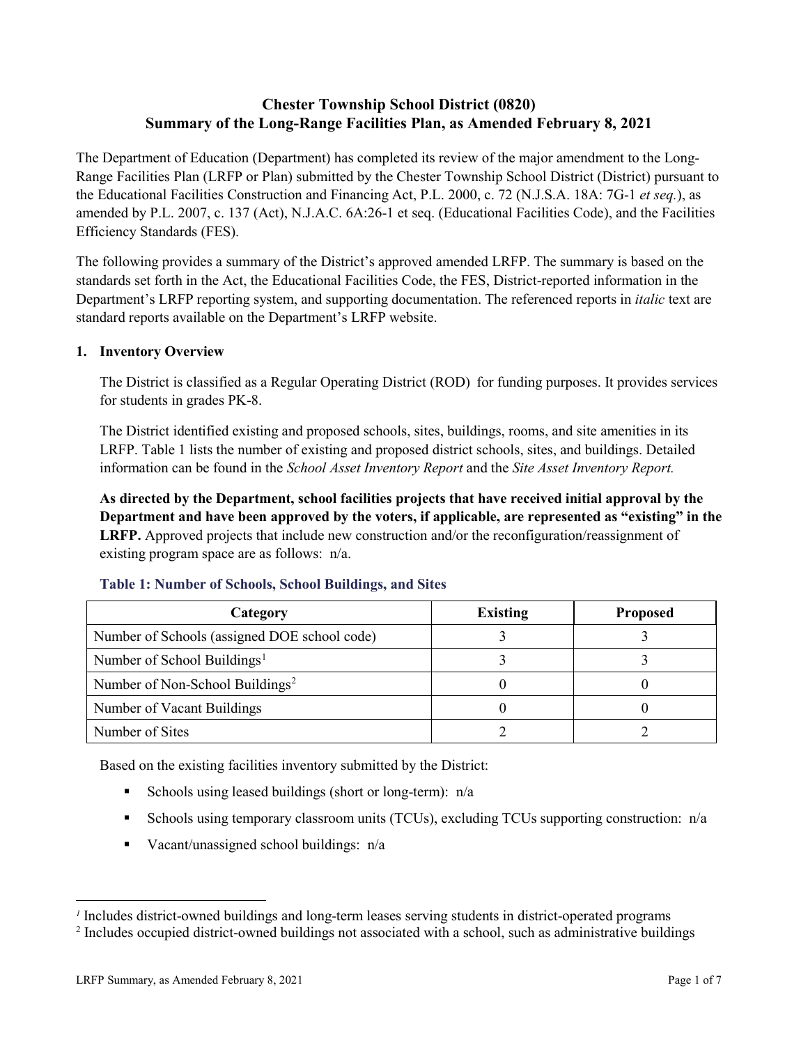# Chester Township School District (0820)
# Summary of the Long-Range Facilities Plan, as Amended February 8, 2021

The Department of Education (Department) has completed its review of the major amendment to the Long-Range Facilities Plan (LRFP or Plan) submitted by the Chester Township School District (District) pursuant to the Educational Facilities Construction and Financing Act, P.L. 2000, c. 72 (N.J.S.A. 18A: 7G-1 *et seq.*), as amended by P.L. 2007, c. 137 (Act), N.J.A.C. 6A:26-1 et seq. (Educational Facilities Code), and the Facilities Efficiency Standards (FES).

The following provides a summary of the District's approved amended LRFP. The summary is based on the standards set forth in the Act, the Educational Facilities Code, the FES, District-reported information in the Department's LRFP reporting system, and supporting documentation. The referenced reports in *italic* text are standard reports available on the Department's LRFP website.

## 1. Inventory Overview

The District is classified as a Regular Operating District (ROD) for funding purposes. It provides services for students in grades PK-8.

The District identified existing and proposed schools, sites, buildings, rooms, and site amenities in its LRFP. Table 1 lists the number of existing and proposed district schools, sites, and buildings. Detailed information can be found in the *School Asset Inventory Report* and the *Site Asset Inventory Report.*

**As directed by the Department, school facilities projects that have received initial approval by the Department and have been approved by the voters, if applicable, are represented as "existing" in the LRFP.** Approved projects that include new construction and/or the reconfiguration/reassignment of existing program space are as follows: n/a.

### Table 1: Number of Schools, School Buildings, and Sites

| Category | Existing | Proposed |
|---|---|---|
| Number of Schools (assigned DOE school code) | 3 | 3 |
| Number of School Buildings[1] | 3 | 3 |
| Number of Non-School Buildings[2] | 0 | 0 |
| Number of Vacant Buildings | 0 | 0 |
| Number of Sites | 2 | 2 |

Based on the existing facilities inventory submitted by the District:

- Schools using leased buildings (short or long-term): n/a
- Schools using temporary classroom units (TCUs), excluding TCUs supporting construction: n/a
- Vacant/unassigned school buildings: n/a

[1] Includes district-owned buildings and long-term leases serving students in district-operated programs

[2] Includes occupied district-owned buildings not associated with a school, such as administrative buildings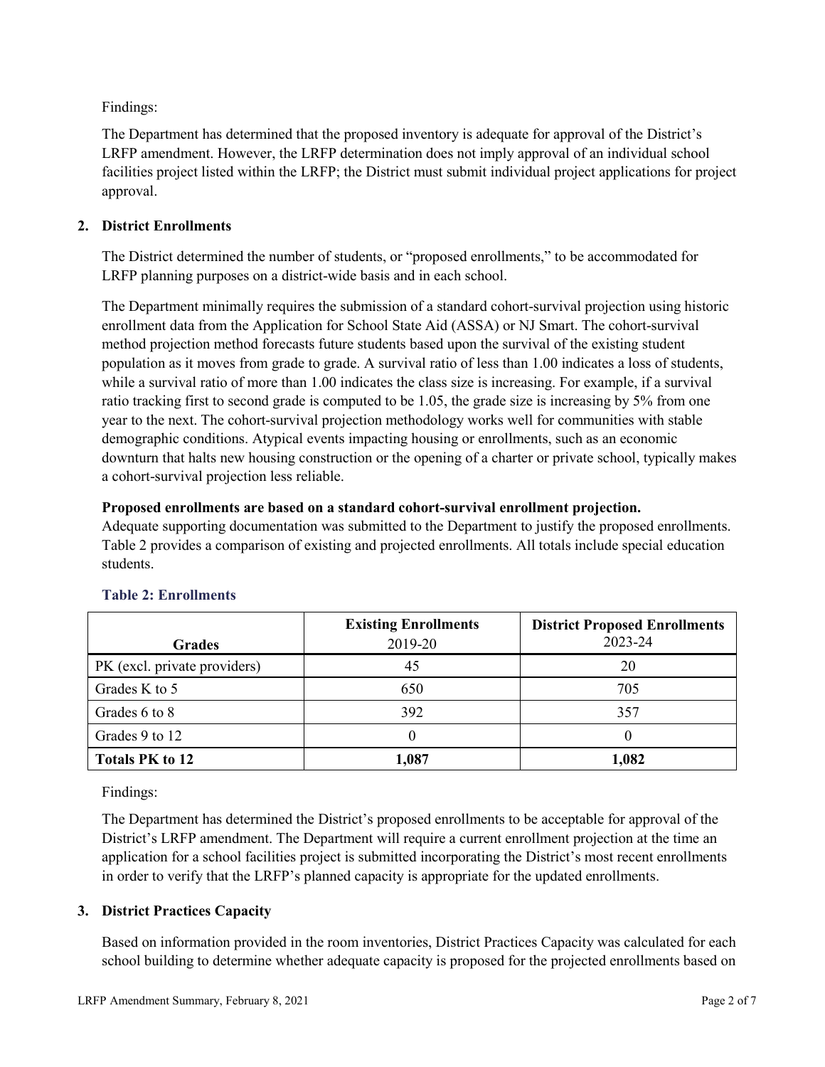Findings:

The Department has determined that the proposed inventory is adequate for approval of the District's LRFP amendment. However, the LRFP determination does not imply approval of an individual school facilities project listed within the LRFP; the District must submit individual project applications for project approval.

## 2. District Enrollments

The District determined the number of students, or "proposed enrollments," to be accommodated for LRFP planning purposes on a district-wide basis and in each school.

The Department minimally requires the submission of a standard cohort-survival projection using historic enrollment data from the Application for School State Aid (ASSA) or NJ Smart. The cohort-survival method projection method forecasts future students based upon the survival of the existing student population as it moves from grade to grade. A survival ratio of less than 1.00 indicates a loss of students, while a survival ratio of more than 1.00 indicates the class size is increasing. For example, if a survival ratio tracking first to second grade is computed to be 1.05, the grade size is increasing by 5% from one year to the next. The cohort-survival projection methodology works well for communities with stable demographic conditions. Atypical events impacting housing or enrollments, such as an economic downturn that halts new housing construction or the opening of a charter or private school, typically makes a cohort-survival projection less reliable.

**Proposed enrollments are based on a standard cohort-survival enrollment projection.**
Adequate supporting documentation was submitted to the Department to justify the proposed enrollments. Table 2 provides a comparison of existing and projected enrollments. All totals include special education students.

### Table 2: Enrollments

| Grades | Existing Enrollments 2019-20 | District Proposed Enrollments 2023-24 |
|---|---|---|
| PK (excl. private providers) | 45 | 20 |
| Grades K to 5 | 650 | 705 |
| Grades 6 to 8 | 392 | 357 |
| Grades 9 to 12 | 0 | 0 |
| **Totals PK to 12** | **1,087** | **1,082** |

Findings:

The Department has determined the District's proposed enrollments to be acceptable for approval of the District's LRFP amendment. The Department will require a current enrollment projection at the time an application for a school facilities project is submitted incorporating the District's most recent enrollments in order to verify that the LRFP's planned capacity is appropriate for the updated enrollments.

## 3. District Practices Capacity

Based on information provided in the room inventories, District Practices Capacity was calculated for each school building to determine whether adequate capacity is proposed for the projected enrollments based on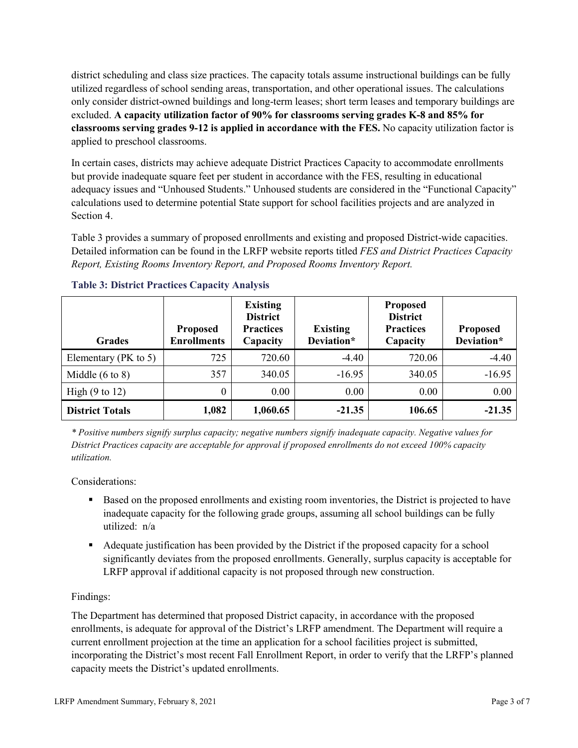district scheduling and class size practices. The capacity totals assume instructional buildings can be fully utilized regardless of school sending areas, transportation, and other operational issues. The calculations only consider district-owned buildings and long-term leases; short term leases and temporary buildings are excluded. **A capacity utilization factor of 90% for classrooms serving grades K-8 and 85% for classrooms serving grades 9-12 is applied in accordance with the FES.** No capacity utilization factor is applied to preschool classrooms.

In certain cases, districts may achieve adequate District Practices Capacity to accommodate enrollments but provide inadequate square feet per student in accordance with the FES, resulting in educational adequacy issues and "Unhoused Students." Unhoused students are considered in the "Functional Capacity" calculations used to determine potential State support for school facilities projects and are analyzed in Section 4.

Table 3 provides a summary of proposed enrollments and existing and proposed District-wide capacities. Detailed information can be found in the LRFP website reports titled *FES and District Practices Capacity Report, Existing Rooms Inventory Report, and Proposed Rooms Inventory Report.*

### Table 3: District Practices Capacity Analysis

| Grades | Proposed Enrollments | Existing District Practices Capacity | Existing Deviation* | Proposed District Practices Capacity | Proposed Deviation* |
|---|---|---|---|---|---|
| Elementary (PK to 5) | 725 | 720.60 | -4.40 | 720.06 | -4.40 |
| Middle (6 to 8) | 357 | 340.05 | -16.95 | 340.05 | -16.95 |
| High (9 to 12) | 0 | 0.00 | 0.00 | 0.00 | 0.00 |
| **District Totals** | **1,082** | **1,060.65** | **-21.35** | **106.65** | **-21.35** |

*\* Positive numbers signify surplus capacity; negative numbers signify inadequate capacity. Negative values for District Practices capacity are acceptable for approval if proposed enrollments do not exceed 100% capacity utilization.*

Considerations:

- Based on the proposed enrollments and existing room inventories, the District is projected to have inadequate capacity for the following grade groups, assuming all school buildings can be fully utilized: n/a
- Adequate justification has been provided by the District if the proposed capacity for a school significantly deviates from the proposed enrollments. Generally, surplus capacity is acceptable for LRFP approval if additional capacity is not proposed through new construction.

Findings:

The Department has determined that proposed District capacity, in accordance with the proposed enrollments, is adequate for approval of the District's LRFP amendment. The Department will require a current enrollment projection at the time an application for a school facilities project is submitted, incorporating the District's most recent Fall Enrollment Report, in order to verify that the LRFP's planned capacity meets the District's updated enrollments.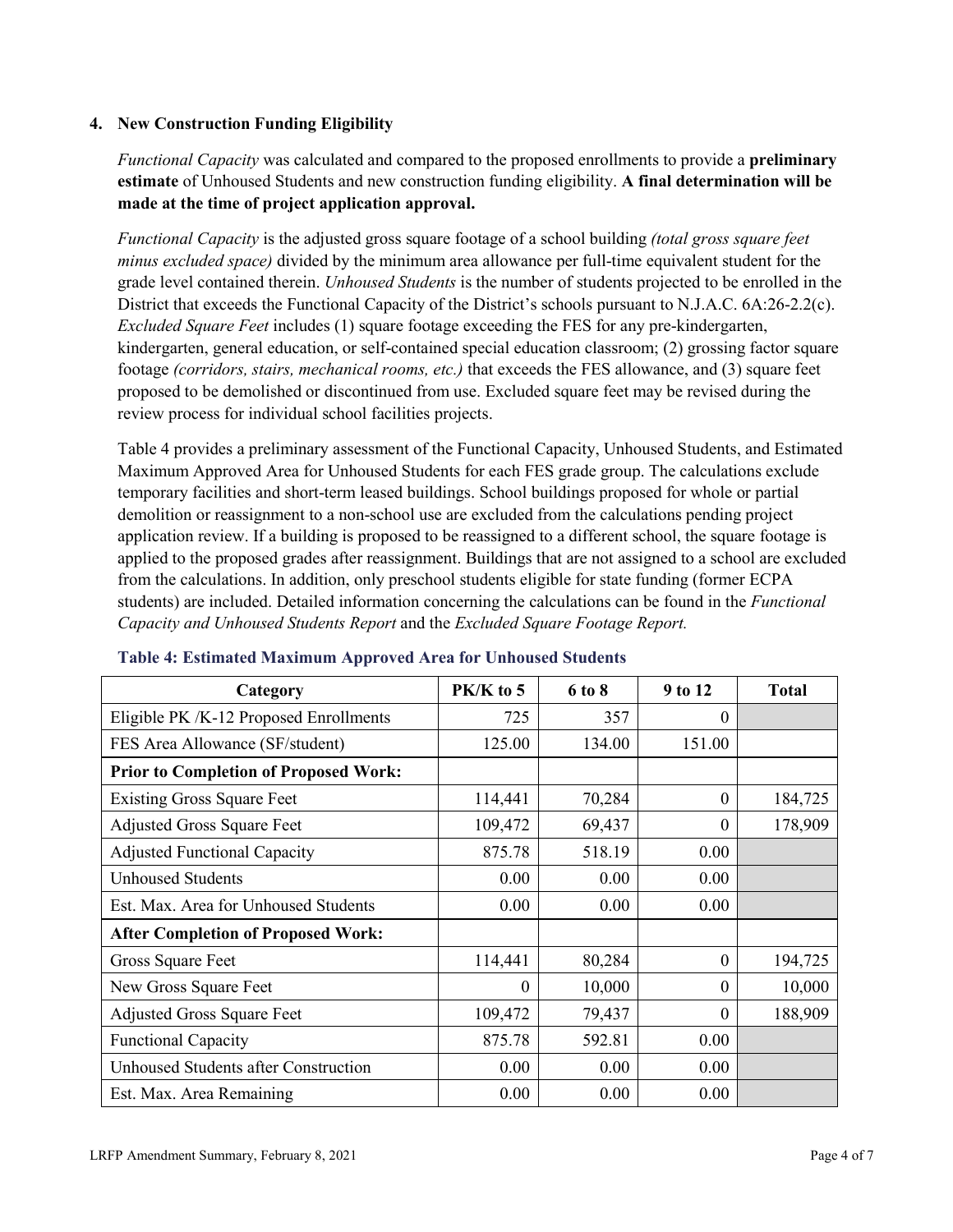### 4. New Construction Funding Eligibility

*Functional Capacity* was calculated and compared to the proposed enrollments to provide a **preliminary estimate** of Unhoused Students and new construction funding eligibility. **A final determination will be made at the time of project application approval.**

*Functional Capacity* is the adjusted gross square footage of a school building *(total gross square feet minus excluded space)* divided by the minimum area allowance per full-time equivalent student for the grade level contained therein. *Unhoused Students* is the number of students projected to be enrolled in the District that exceeds the Functional Capacity of the District's schools pursuant to N.J.A.C. 6A:26-2.2(c). *Excluded Square Feet* includes (1) square footage exceeding the FES for any pre-kindergarten, kindergarten, general education, or self-contained special education classroom; (2) grossing factor square footage *(corridors, stairs, mechanical rooms, etc.)* that exceeds the FES allowance, and (3) square feet proposed to be demolished or discontinued from use. Excluded square feet may be revised during the review process for individual school facilities projects.

Table 4 provides a preliminary assessment of the Functional Capacity, Unhoused Students, and Estimated Maximum Approved Area for Unhoused Students for each FES grade group. The calculations exclude temporary facilities and short-term leased buildings. School buildings proposed for whole or partial demolition or reassignment to a non-school use are excluded from the calculations pending project application review. If a building is proposed to be reassigned to a different school, the square footage is applied to the proposed grades after reassignment. Buildings that are not assigned to a school are excluded from the calculations. In addition, only preschool students eligible for state funding (former ECPA students) are included. Detailed information concerning the calculations can be found in the *Functional Capacity and Unhoused Students Report* and the *Excluded Square Footage Report.*

**Table 4: Estimated Maximum Approved Area for Unhoused Students**

| Category | PK/K to 5 | 6 to 8 | 9 to 12 | Total |
|---|---|---|---|---|
| Eligible PK /K-12 Proposed Enrollments | 725 | 357 | 0 | |
| FES Area Allowance (SF/student) | 125.00 | 134.00 | 151.00 | |
| **Prior to Completion of Proposed Work:** | | | | |
| Existing Gross Square Feet | 114,441 | 70,284 | 0 | 184,725 |
| Adjusted Gross Square Feet | 109,472 | 69,437 | 0 | 178,909 |
| Adjusted Functional Capacity | 875.78 | 518.19 | 0.00 | |
| Unhoused Students | 0.00 | 0.00 | 0.00 | |
| Est. Max. Area for Unhoused Students | 0.00 | 0.00 | 0.00 | |
| **After Completion of Proposed Work:** | | | | |
| Gross Square Feet | 114,441 | 80,284 | 0 | 194,725 |
| New Gross Square Feet | 0 | 10,000 | 0 | 10,000 |
| Adjusted Gross Square Feet | 109,472 | 79,437 | 0 | 188,909 |
| Functional Capacity | 875.78 | 592.81 | 0.00 | |
| Unhoused Students after Construction | 0.00 | 0.00 | 0.00 | |
| Est. Max. Area Remaining | 0.00 | 0.00 | 0.00 | |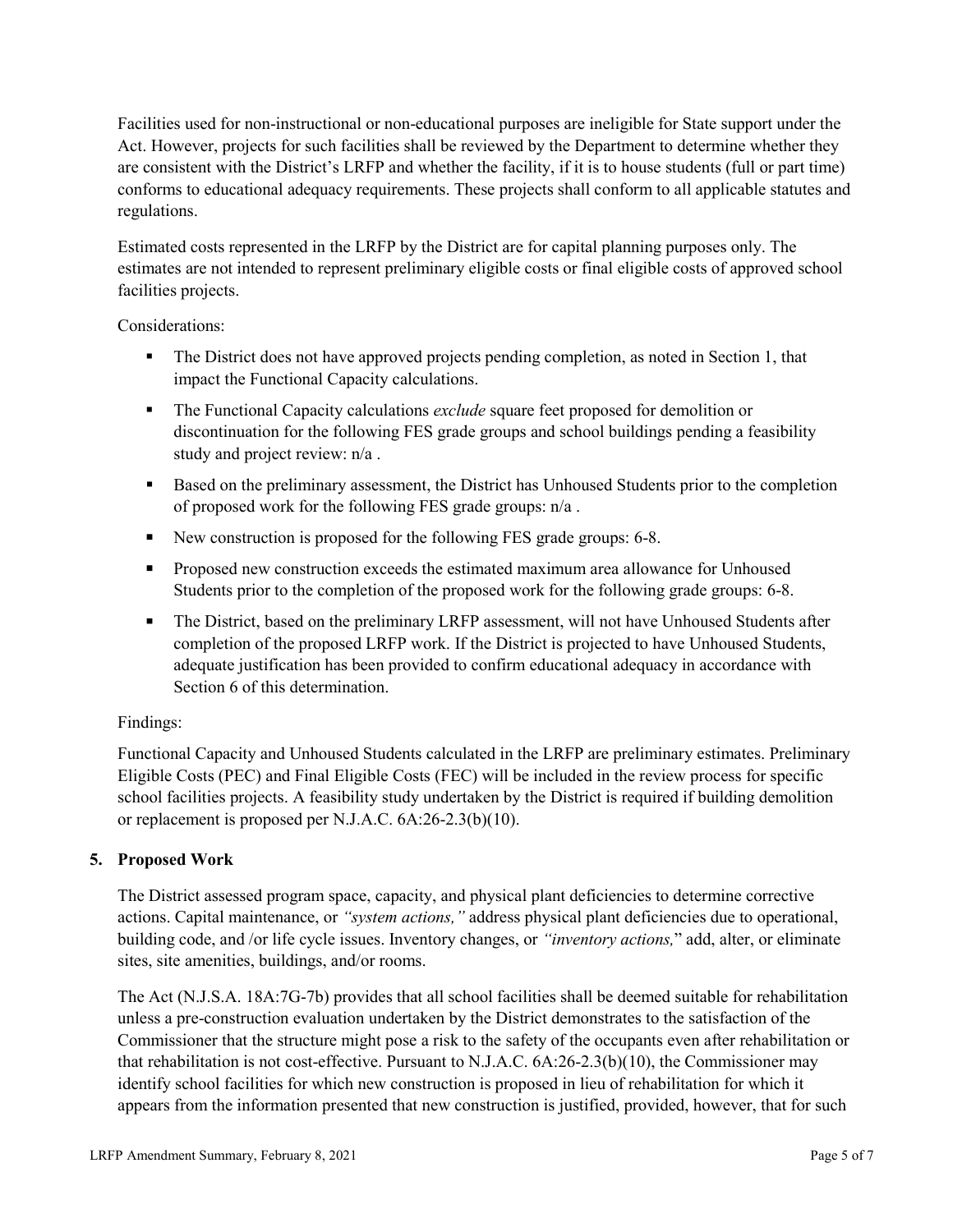Facilities used for non-instructional or non-educational purposes are ineligible for State support under the Act. However, projects for such facilities shall be reviewed by the Department to determine whether they are consistent with the District's LRFP and whether the facility, if it is to house students (full or part time) conforms to educational adequacy requirements. These projects shall conform to all applicable statutes and regulations.

Estimated costs represented in the LRFP by the District are for capital planning purposes only. The estimates are not intended to represent preliminary eligible costs or final eligible costs of approved school facilities projects.

Considerations:

- The District does not have approved projects pending completion, as noted in Section 1, that impact the Functional Capacity calculations.
- The Functional Capacity calculations *exclude* square feet proposed for demolition or discontinuation for the following FES grade groups and school buildings pending a feasibility study and project review: n/a .
- Based on the preliminary assessment, the District has Unhoused Students prior to the completion of proposed work for the following FES grade groups: n/a .
- New construction is proposed for the following FES grade groups: 6-8.
- Proposed new construction exceeds the estimated maximum area allowance for Unhoused Students prior to the completion of the proposed work for the following grade groups: 6-8.
- The District, based on the preliminary LRFP assessment, will not have Unhoused Students after completion of the proposed LRFP work. If the District is projected to have Unhoused Students, adequate justification has been provided to confirm educational adequacy in accordance with Section 6 of this determination.

Findings:

Functional Capacity and Unhoused Students calculated in the LRFP are preliminary estimates. Preliminary Eligible Costs (PEC) and Final Eligible Costs (FEC) will be included in the review process for specific school facilities projects. A feasibility study undertaken by the District is required if building demolition or replacement is proposed per N.J.A.C. 6A:26-2.3(b)(10).

## 5. Proposed Work

The District assessed program space, capacity, and physical plant deficiencies to determine corrective actions. Capital maintenance, or *"system actions,"* address physical plant deficiencies due to operational, building code, and /or life cycle issues. Inventory changes, or *"inventory actions,"* add, alter, or eliminate sites, site amenities, buildings, and/or rooms.

The Act (N.J.S.A. 18A:7G-7b) provides that all school facilities shall be deemed suitable for rehabilitation unless a pre-construction evaluation undertaken by the District demonstrates to the satisfaction of the Commissioner that the structure might pose a risk to the safety of the occupants even after rehabilitation or that rehabilitation is not cost-effective. Pursuant to N.J.A.C. 6A:26-2.3(b)(10), the Commissioner may identify school facilities for which new construction is proposed in lieu of rehabilitation for which it appears from the information presented that new construction is justified, provided, however, that for such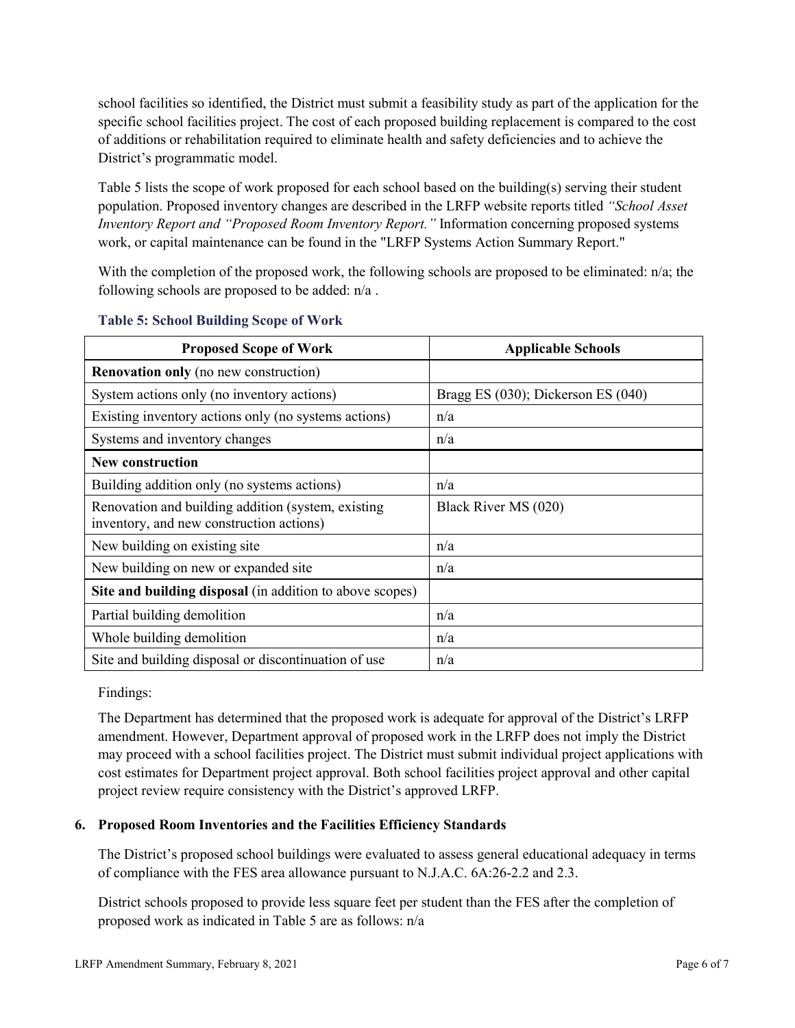school facilities so identified, the District must submit a feasibility study as part of the application for the specific school facilities project. The cost of each proposed building replacement is compared to the cost of additions or rehabilitation required to eliminate health and safety deficiencies and to achieve the District's programmatic model.

Table 5 lists the scope of work proposed for each school based on the building(s) serving their student population. Proposed inventory changes are described in the LRFP website reports titled *"School Asset Inventory Report and "Proposed Room Inventory Report."* Information concerning proposed systems work, or capital maintenance can be found in the "LRFP Systems Action Summary Report."

With the completion of the proposed work, the following schools are proposed to be eliminated: n/a; the following schools are proposed to be added: n/a .

**Table 5: School Building Scope of Work**

| Proposed Scope of Work | Applicable Schools |
|---|---|
| **Renovation only** (no new construction) | |
| System actions only (no inventory actions) | Bragg ES (030); Dickerson ES (040) |
| Existing inventory actions only (no systems actions) | n/a |
| Systems and inventory changes | n/a |
| **New construction** | |
| Building addition only (no systems actions) | n/a |
| Renovation and building addition (system, existing inventory, and new construction actions) | Black River MS (020) |
| New building on existing site | n/a |
| New building on new or expanded site | n/a |
| **Site and building disposal** (in addition to above scopes) | |
| Partial building demolition | n/a |
| Whole building demolition | n/a |
| Site and building disposal or discontinuation of use | n/a |

Findings:

The Department has determined that the proposed work is adequate for approval of the District's LRFP amendment. However, Department approval of proposed work in the LRFP does not imply the District may proceed with a school facilities project. The District must submit individual project applications with cost estimates for Department project approval. Both school facilities project approval and other capital project review require consistency with the District's approved LRFP.

### 6. Proposed Room Inventories and the Facilities Efficiency Standards

The District's proposed school buildings were evaluated to assess general educational adequacy in terms of compliance with the FES area allowance pursuant to N.J.A.C. 6A:26-2.2 and 2.3.

District schools proposed to provide less square feet per student than the FES after the completion of proposed work as indicated in Table 5 are as follows: n/a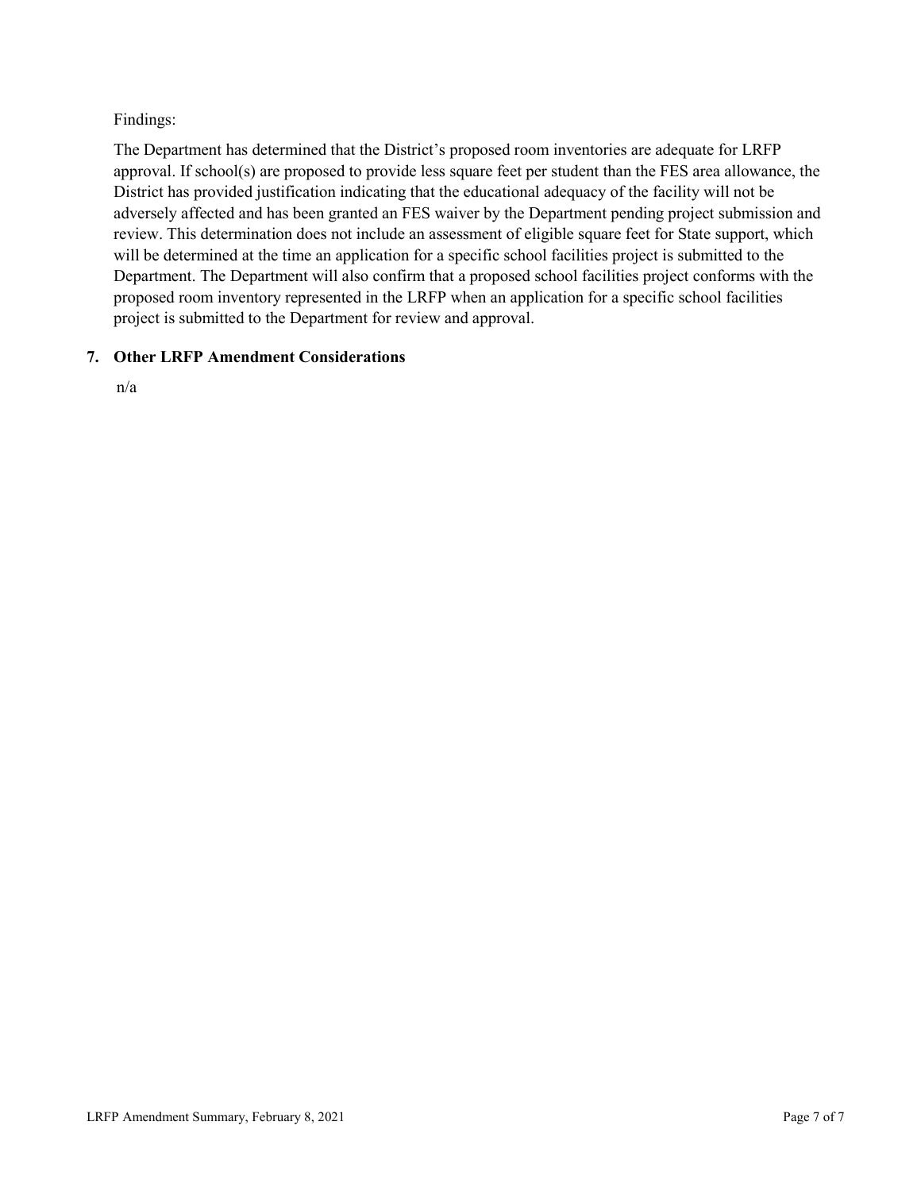Findings:

The Department has determined that the District's proposed room inventories are adequate for LRFP approval. If school(s) are proposed to provide less square feet per student than the FES area allowance, the District has provided justification indicating that the educational adequacy of the facility will not be adversely affected and has been granted an FES waiver by the Department pending project submission and review. This determination does not include an assessment of eligible square feet for State support, which will be determined at the time an application for a specific school facilities project is submitted to the Department. The Department will also confirm that a proposed school facilities project conforms with the proposed room inventory represented in the LRFP when an application for a specific school facilities project is submitted to the Department for review and approval.

## 7. Other LRFP Amendment Considerations

n/a